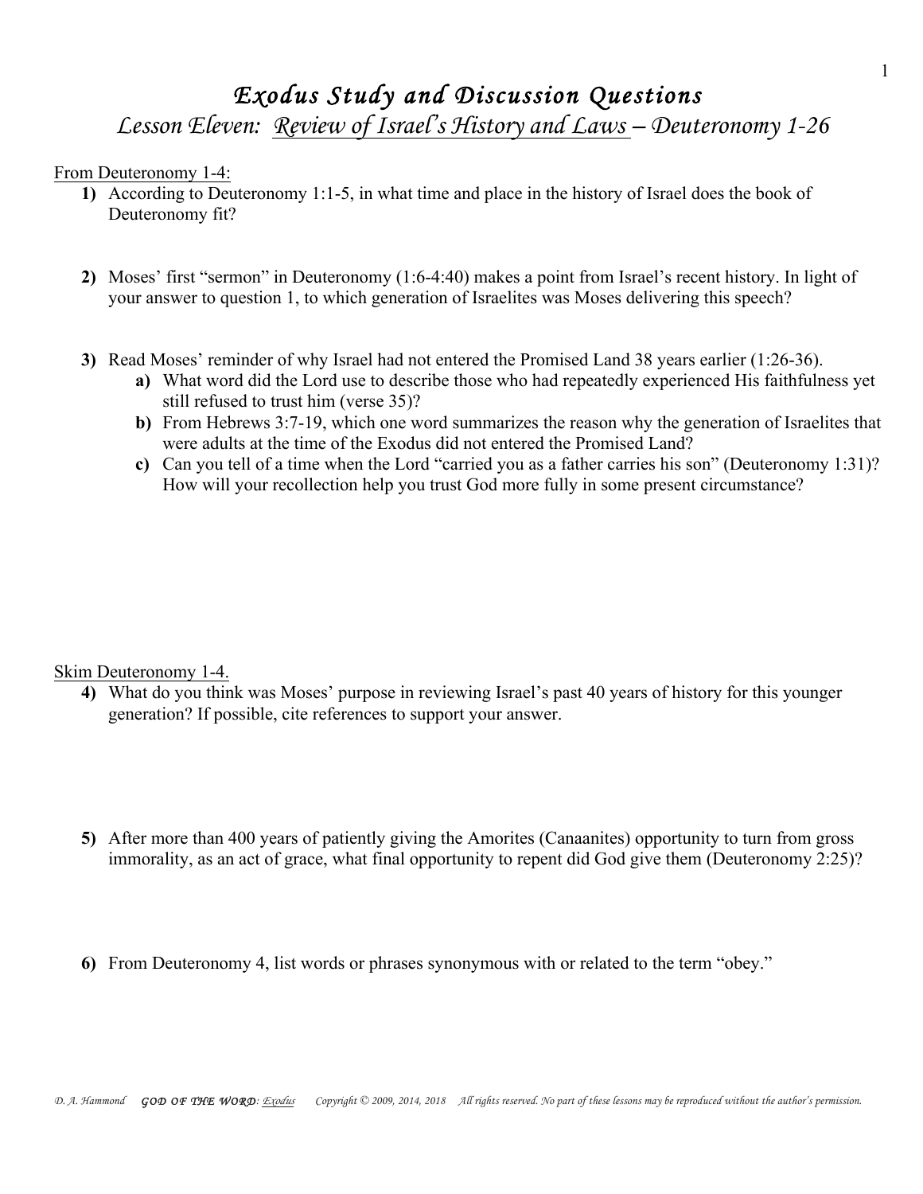# *Exodus Study and Discussion Questions*

## *Lesson Eleven: Review of Israel's History and Laws – Deuteronomy 1-26*

From Deuteronomy 1-4:

1) According to Deuteronomy 1:1-5, in what time and place in the history of Israel does the book of Deuteronomy fit?

2) Moses' first "sermon" in Deuteronomy (1:6-4:40) makes a point from Israel's recent history. In light of your answer to question 1, to which generation of Israelites was Moses delivering this speech?

3) Read Moses' reminder of why Israel had not entered the Promised Land 38 years earlier (1:26-36).
   a) What word did the Lord use to describe those who had repeatedly experienced His faithfulness yet still refused to trust him (verse 35)?
   b) From Hebrews 3:7-19, which one word summarizes the reason why the generation of Israelites that were adults at the time of the Exodus did not entered the Promised Land?
   c) Can you tell of a time when the Lord "carried you as a father carries his son" (Deuteronomy 1:31)? How will your recollection help you trust God more fully in some present circumstance?

Skim Deuteronomy 1-4.

4) What do you think was Moses' purpose in reviewing Israel's past 40 years of history for this younger generation? If possible, cite references to support your answer.

5) After more than 400 years of patiently giving the Amorites (Canaanites) opportunity to turn from gross immorality, as an act of grace, what final opportunity to repent did God give them (Deuteronomy 2:25)?

6) From Deuteronomy 4, list words or phrases synonymous with or related to the term "obey."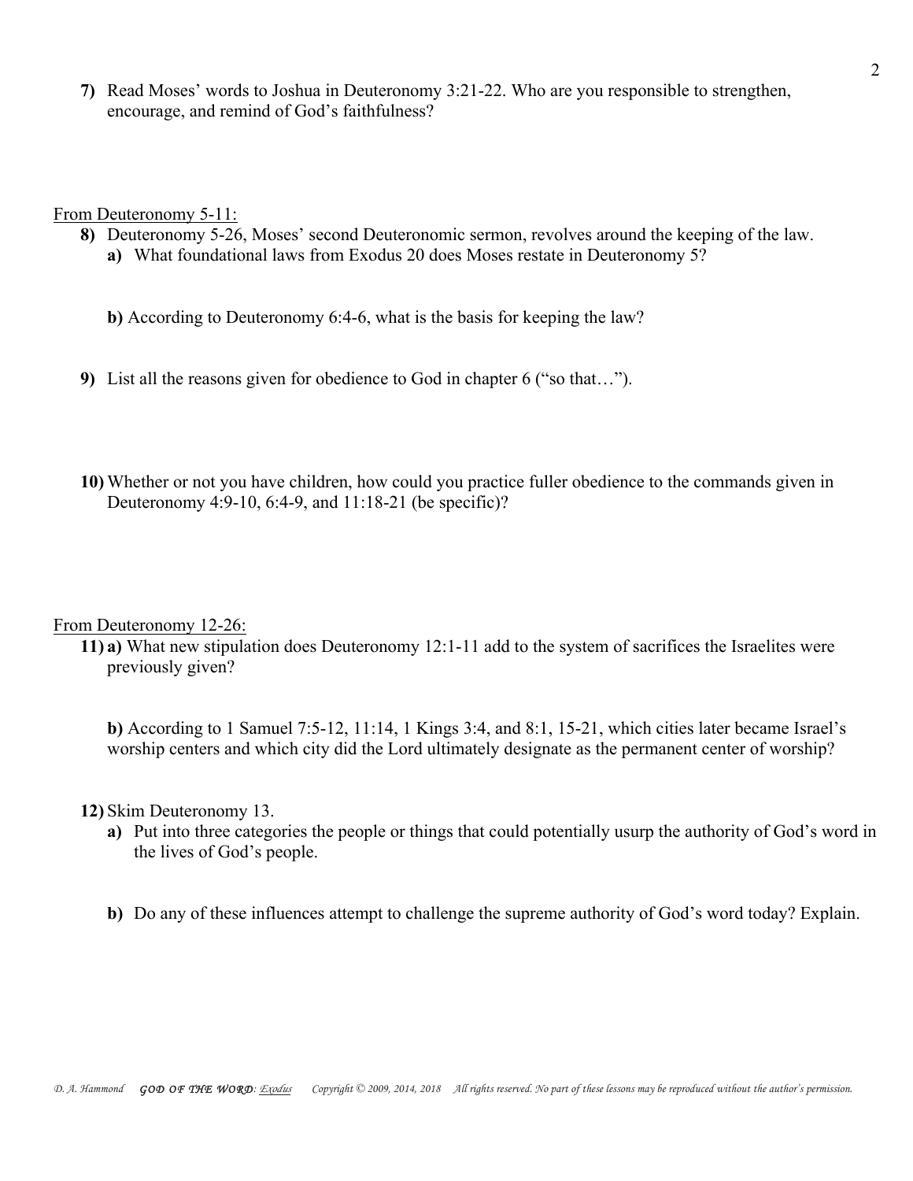7) Read Moses' words to Joshua in Deuteronomy 3:21-22. Who are you responsible to strengthen, encourage, and remind of God's faithfulness?

<u>From Deuteronomy 5-11:</u>

8) Deuteronomy 5-26, Moses' second Deuteronomic sermon, revolves around the keeping of the law.

**a)** What foundational laws from Exodus 20 does Moses restate in Deuteronomy 5?

**b)** According to Deuteronomy 6:4-6, what is the basis for keeping the law?

9) List all the reasons given for obedience to God in chapter 6 ("so that…").

10) Whether or not you have children, how could you practice fuller obedience to the commands given in Deuteronomy 4:9-10, 6:4-9, and 11:18-21 (be specific)?

<u>From Deuteronomy 12-26:</u>

11) **a)** What new stipulation does Deuteronomy 12:1-11 add to the system of sacrifices the Israelites were previously given?

**b)** According to 1 Samuel 7:5-12, 11:14, 1 Kings 3:4, and 8:1, 15-21, which cities later became Israel's worship centers and which city did the Lord ultimately designate as the permanent center of worship?

12) Skim Deuteronomy 13.

**a)** Put into three categories the people or things that could potentially usurp the authority of God's word in the lives of God's people.

**b)** Do any of these influences attempt to challenge the supreme authority of God's word today? Explain.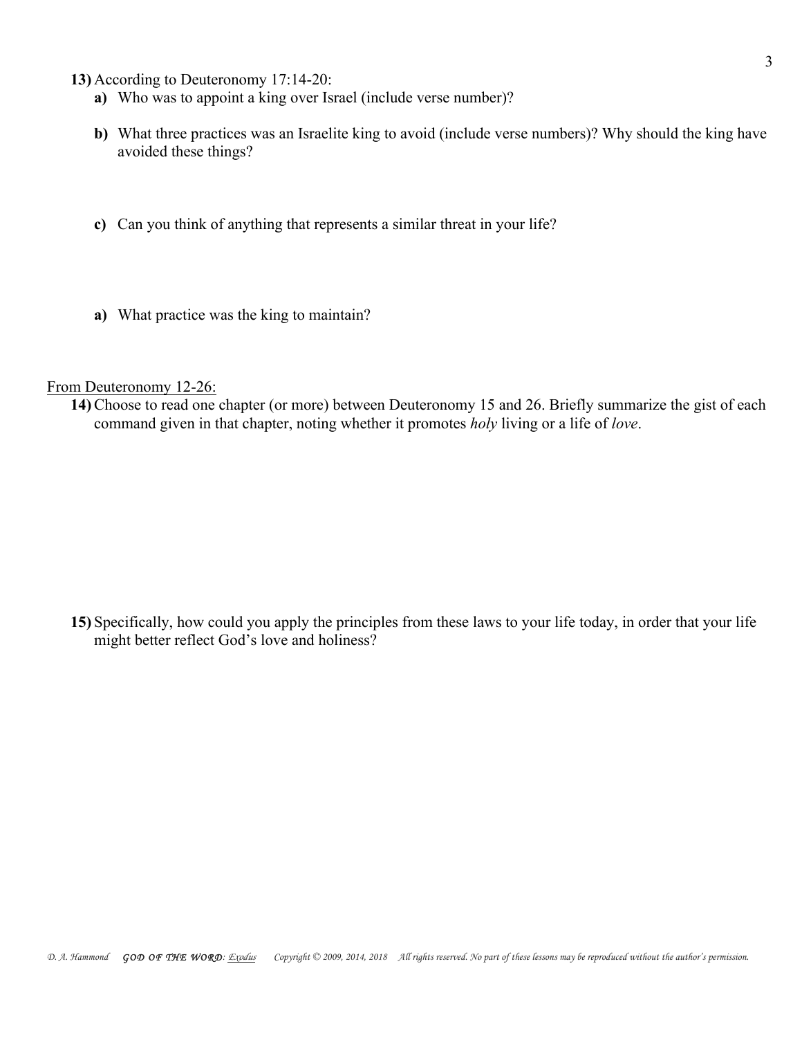**13)** According to Deuteronomy 17:14-20:

**a)** Who was to appoint a king over Israel (include verse number)?

**b)** What three practices was an Israelite king to avoid (include verse numbers)? Why should the king have avoided these things?

**c)** Can you think of anything that represents a similar threat in your life?

**a)** What practice was the king to maintain?

<u>From Deuteronomy 12-26:</u>

**14)** Choose to read one chapter (or more) between Deuteronomy 15 and 26. Briefly summarize the gist of each command given in that chapter, noting whether it promotes *holy* living or a life of *love*.

**15)** Specifically, how could you apply the principles from these laws to your life today, in order that your life might better reflect God's love and holiness?